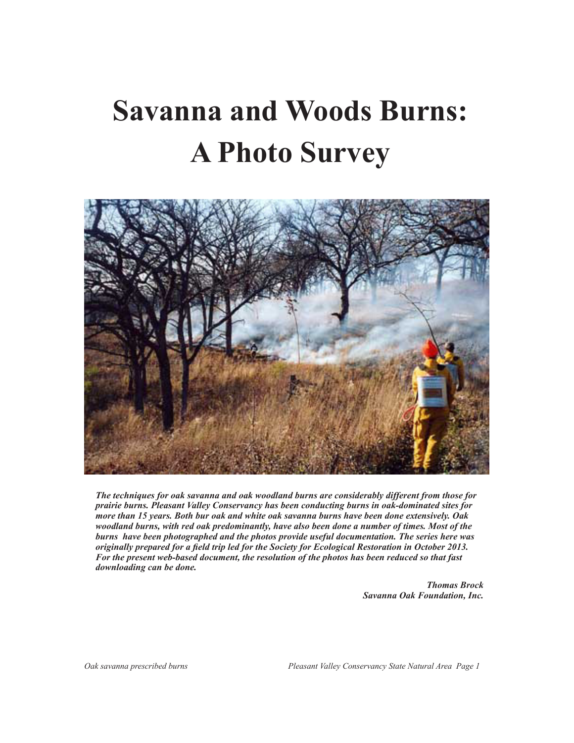# Savanna and Woods Burns: A Photo Survey

***The techniques for oak savanna and oak woodland burns are considerably different from those for prairie burns. Pleasant Valley Conservancy has been conducting burns in oak-dominated sites for more than 15 years. Both bur oak and white oak savanna burns have been done extensively. Oak woodland burns, with red oak predominantly, have also been done a number of times. Most of the burns have been photographed and the photos provide useful documentation. The series here was originally prepared for a field trip led for the Society for Ecological Restoration in October 2013. For the present web-based document, the resolution of the photos has been reduced so that fast downloading can be done.***

***Thomas Brock***
***Savanna Oak Foundation, Inc.***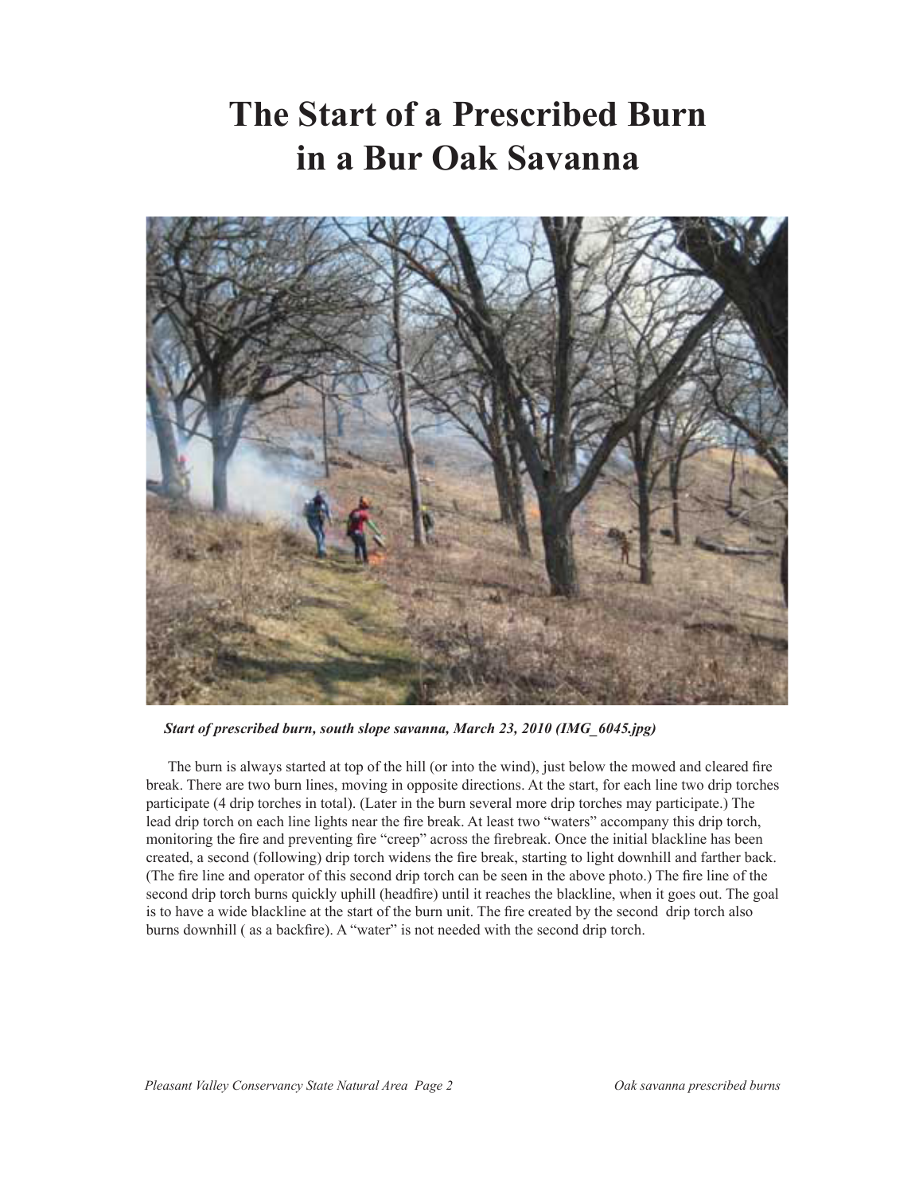# The Start of a Prescribed Burn in a Bur Oak Savanna

*Start of prescribed burn, south slope savanna, March 23, 2010 (IMG_6045.jpg)*

The burn is always started at top of the hill (or into the wind), just below the mowed and cleared fire break. There are two burn lines, moving in opposite directions. At the start, for each line two drip torches participate (4 drip torches in total). (Later in the burn several more drip torches may participate.) The lead drip torch on each line lights near the fire break. At least two "waters" accompany this drip torch, monitoring the fire and preventing fire "creep" across the firebreak. Once the initial blackline has been created, a second (following) drip torch widens the fire break, starting to light downhill and farther back. (The fire line and operator of this second drip torch can be seen in the above photo.) The fire line of the second drip torch burns quickly uphill (headfire) until it reaches the blackline, when it goes out. The goal is to have a wide blackline at the start of the burn unit. The fire created by the second drip torch also burns downhill ( as a backfire). A "water" is not needed with the second drip torch.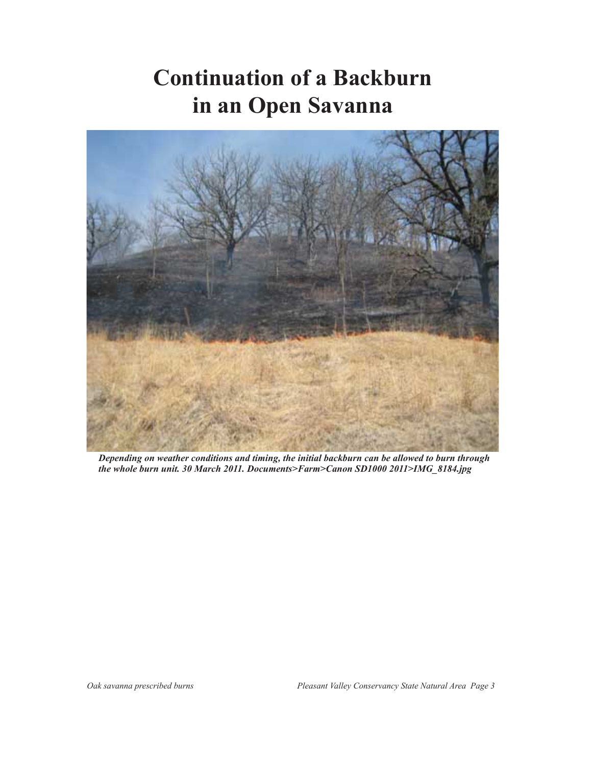# Continuation of a Backburn in an Open Savanna

*Depending on weather conditions and timing, the initial backburn can be allowed to burn through the whole burn unit. 30 March 2011. Documents>Farm>Canon SD1000 2011>IMG_8184.jpg*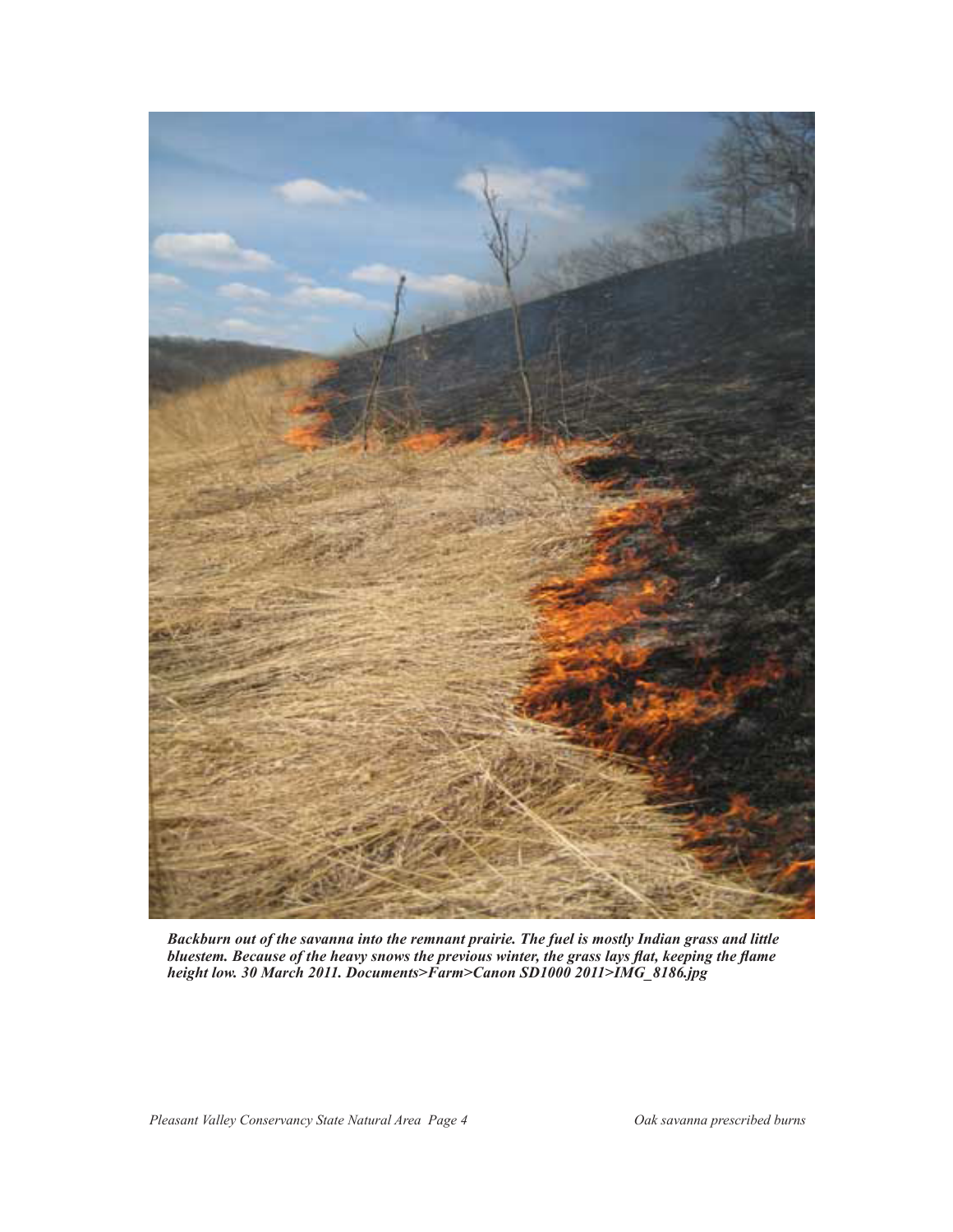***Backburn out of the savanna into the remnant prairie. The fuel is mostly Indian grass and little bluestem. Because of the heavy snows the previous winter, the grass lays flat, keeping the flame height low. 30 March 2011. Documents>Farm>Canon SD1000 2011>IMG_8186.jpg***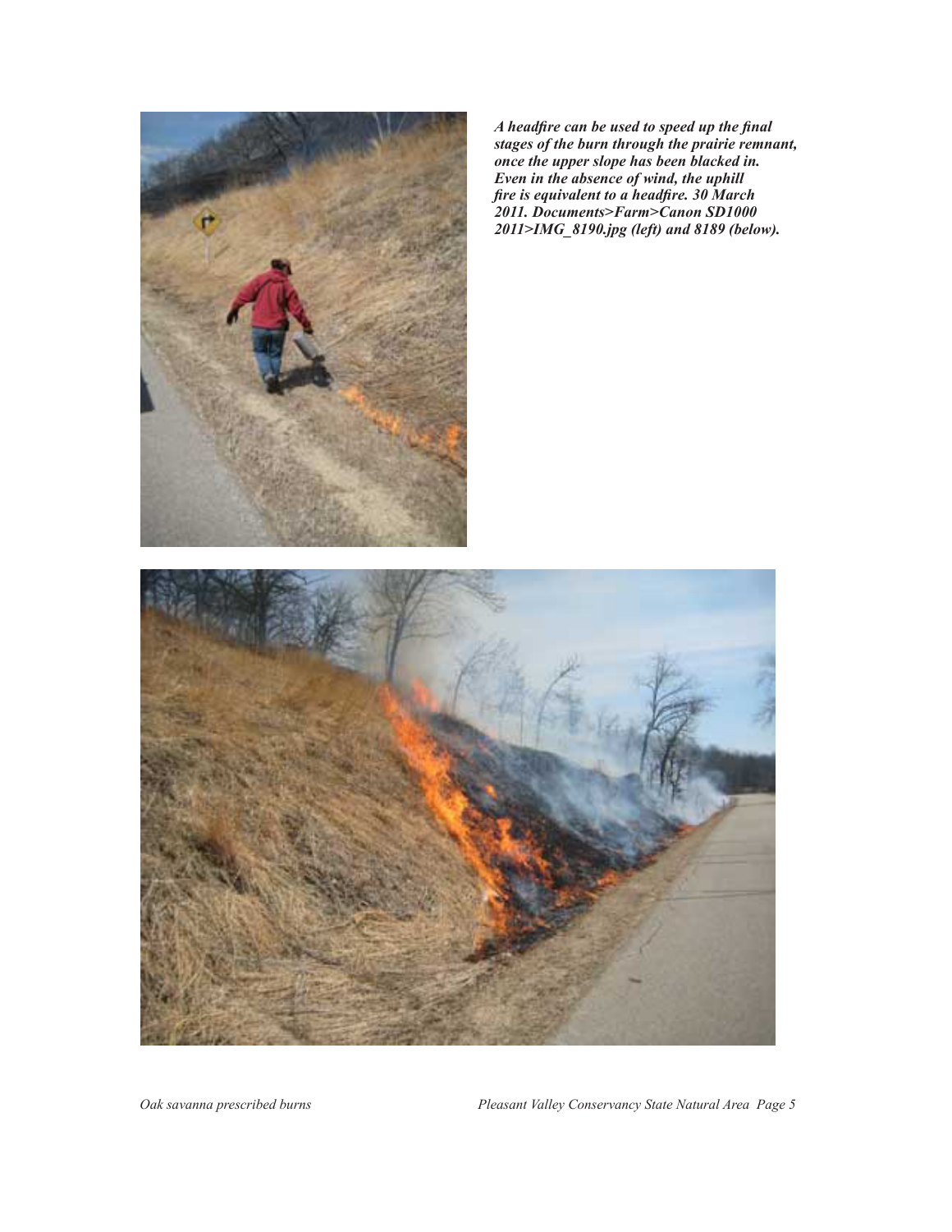*A headfire can be used to speed up the final stages of the burn through the prairie remnant, once the upper slope has been blacked in. Even in the absence of wind, the uphill fire is equivalent to a headfire. 30 March 2011. Documents>Farm>Canon SD1000 2011>IMG_8190.jpg (left) and 8189 (below).*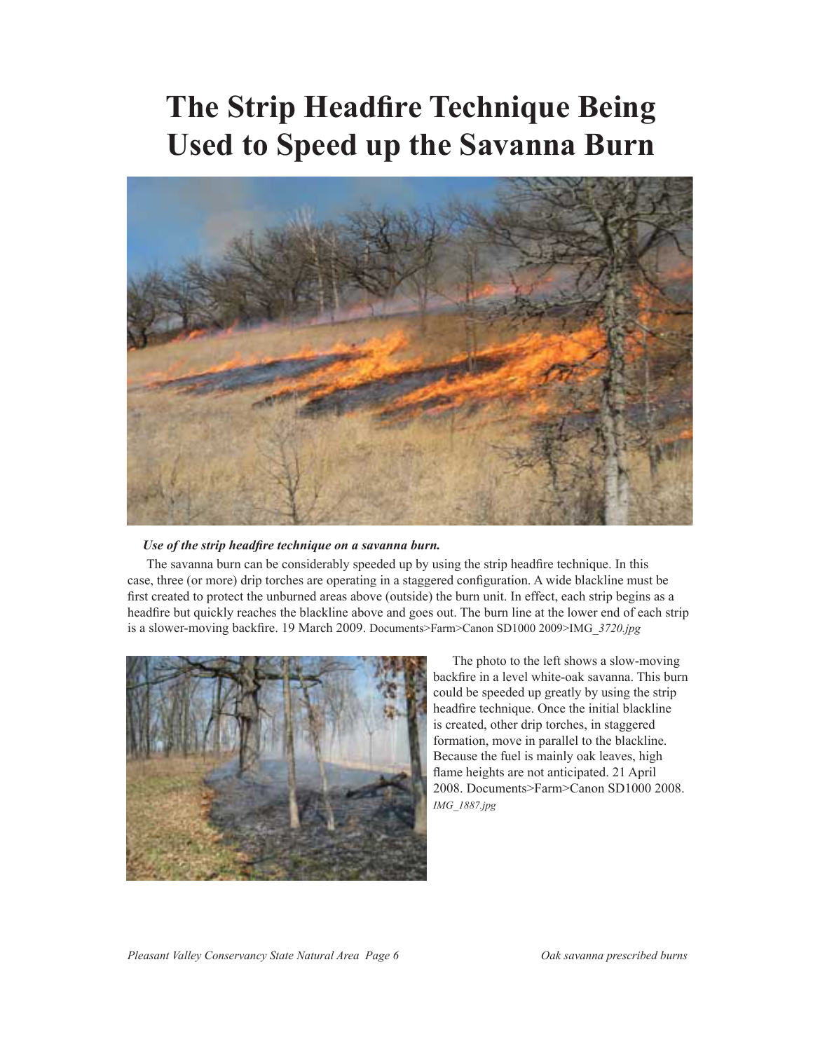# The Strip Headfire Technique Being Used to Speed up the Savanna Burn

***Use of the strip headfire technique on a savanna burn.***

The savanna burn can be considerably speeded up by using the strip headfire technique. In this case, three (or more) drip torches are operating in a staggered configuration. A wide blackline must be first created to protect the unburned areas above (outside) the burn unit. In effect, each strip begins as a headfire but quickly reaches the blackline above and goes out. The burn line at the lower end of each strip is a slower-moving backfire. 19 March 2009. Documents>Farm>Canon SD1000 2009>IMG*_3720.jpg*

The photo to the left shows a slow-moving backfire in a level white-oak savanna. This burn could be speeded up greatly by using the strip headfire technique. Once the initial blackline is created, other drip torches, in staggered formation, move in parallel to the blackline. Because the fuel is mainly oak leaves, high flame heights are not anticipated. 21 April 2008. Documents>Farm>Canon SD1000 2008. *IMG_1887.jpg*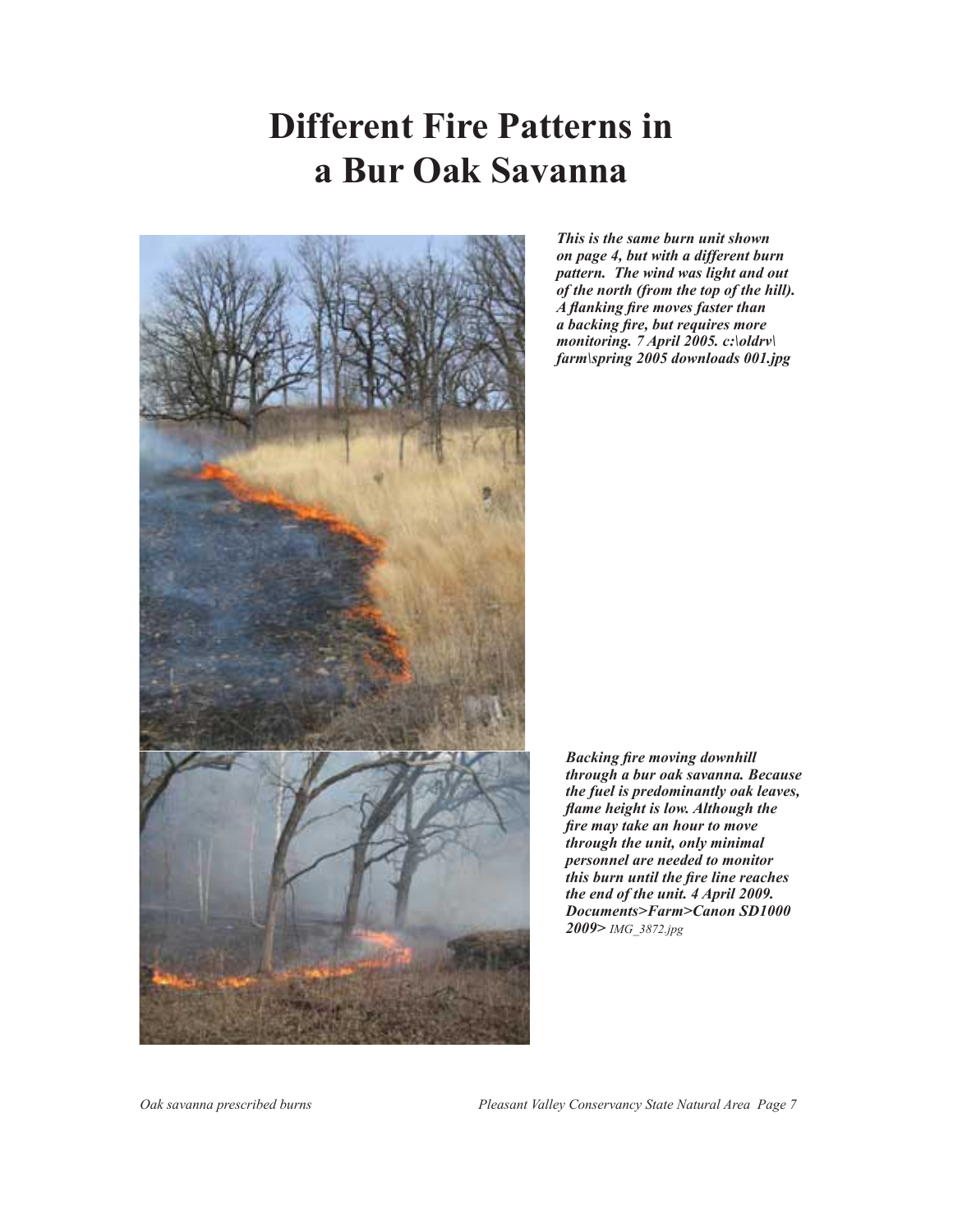# Different Fire Patterns in a Bur Oak Savanna

***This is the same burn unit shown on page 4, but with a different burn pattern. The wind was light and out of the north (from the top of the hill). A flanking fire moves faster than a backing fire, but requires more monitoring. 7 April 2005. c:\oldrv\farm\spring 2005 downloads 001.jpg***

***Backing fire moving downhill through a bur oak savanna. Because the fuel is predominantly oak leaves, flame height is low. Although the fire may take an hour to move through the unit, only minimal personnel are needed to monitor this burn until the fire line reaches the end of the unit. 4 April 2009. Documents>Farm>Canon SD1000 2009>** IMG_3872.jpg*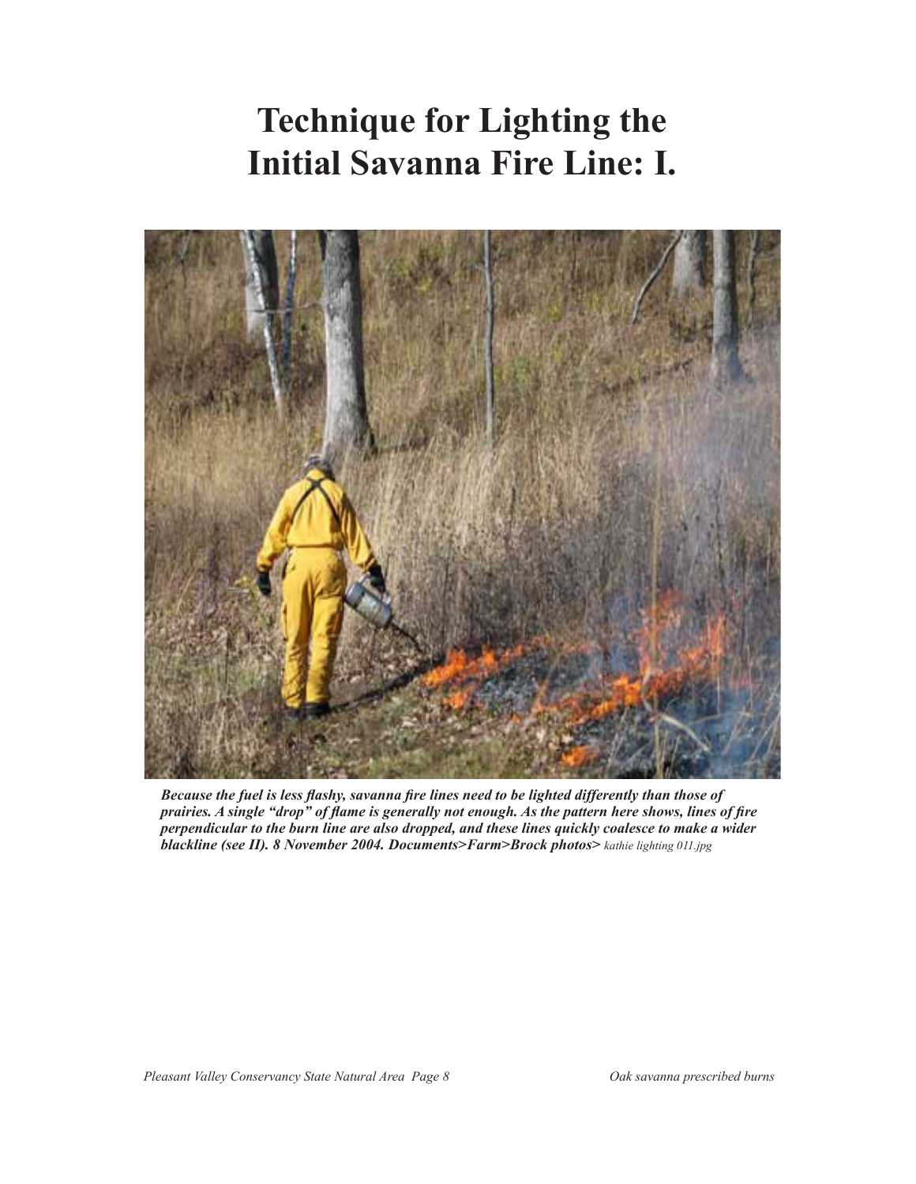# Technique for Lighting the Initial Savanna Fire Line: I.

***Because the fuel is less flashy, savanna fire lines need to be lighted differently than those of prairies. A single "drop" of flame is generally not enough. As the pattern here shows, lines of fire perpendicular to the burn line are also dropped, and these lines quickly coalesce to make a wider blackline (see II). 8 November 2004. Documents>Farm>Brock photos>*** *kathie lighting 011.jpg*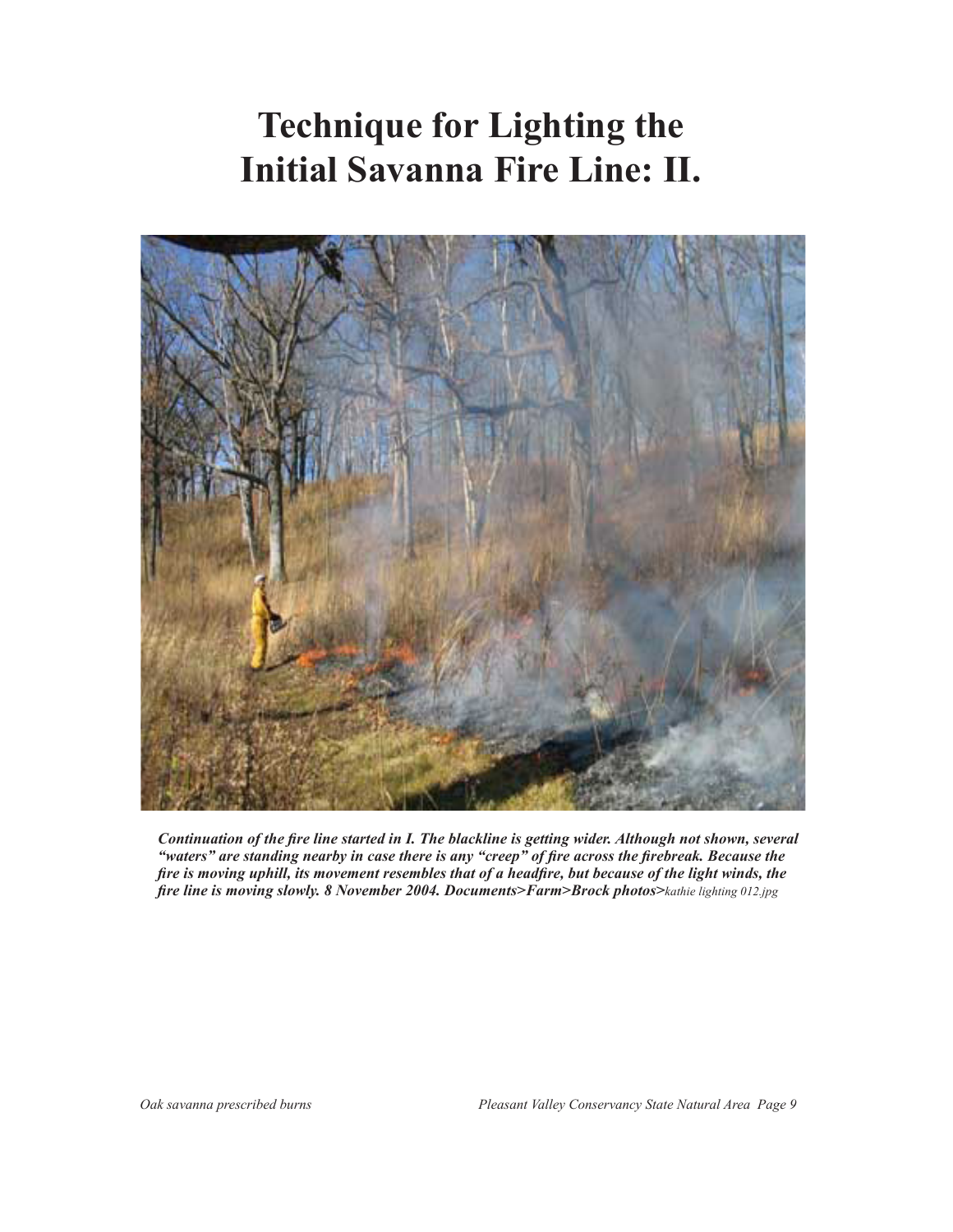# Technique for Lighting the Initial Savanna Fire Line: II.

***Continuation of the fire line started in I. The blackline is getting wider. Although not shown, several "waters" are standing nearby in case there is any "creep" of fire across the firebreak. Because the fire is moving uphill, its movement resembles that of a headfire, but because of the light winds, the fire line is moving slowly. 8 November 2004. Documents>Farm>Brock photos>****kathie lighting 012.jpg*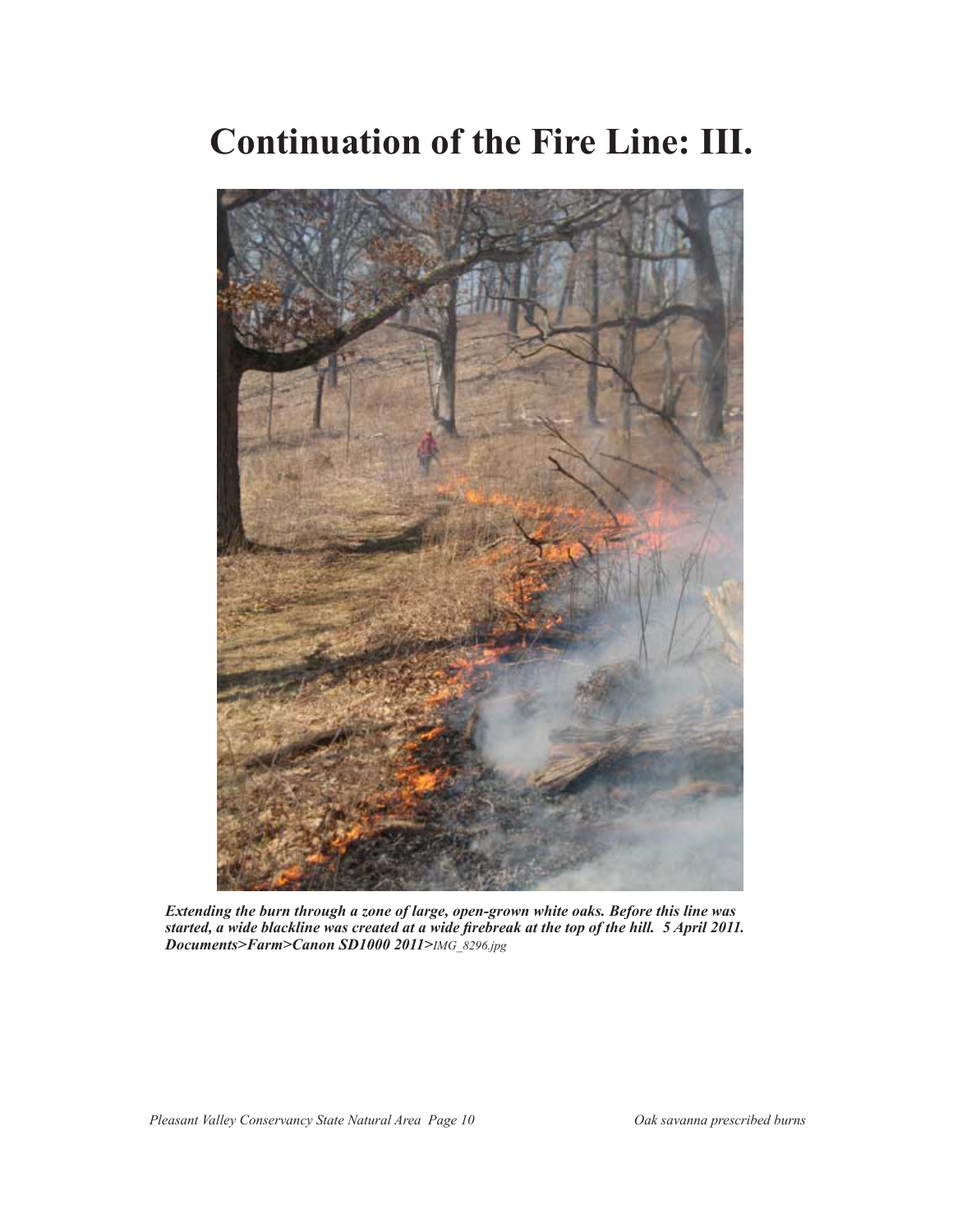# Continuation of the Fire Line: III.

***Extending the burn through a zone of large, open-grown white oaks. Before this line was started, a wide blackline was created at a wide firebreak at the top of the hill. 5 April 2011. Documents>Farm>Canon SD1000 2011>****IMG_8296.jpg*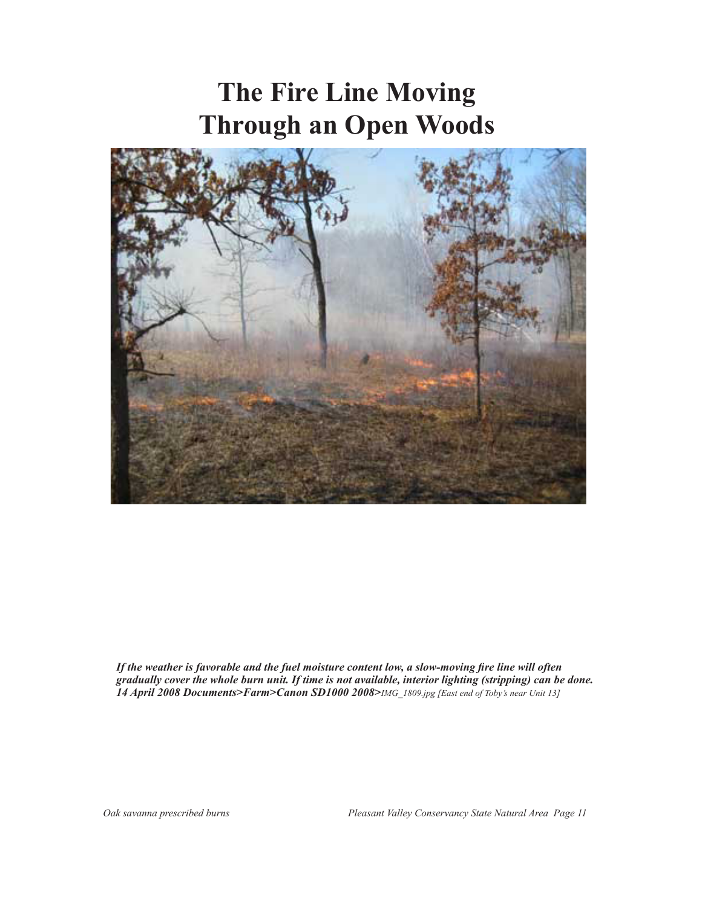# The Fire Line Moving Through an Open Woods

***If the weather is favorable and the fuel moisture content low, a slow-moving fire line will often gradually cover the whole burn unit. If time is not available, interior lighting (stripping) can be done. 14 April 2008 Documents>Farm>Canon SD1000 2008>****IMG_1809.jpg [East end of Toby's near Unit 13]*